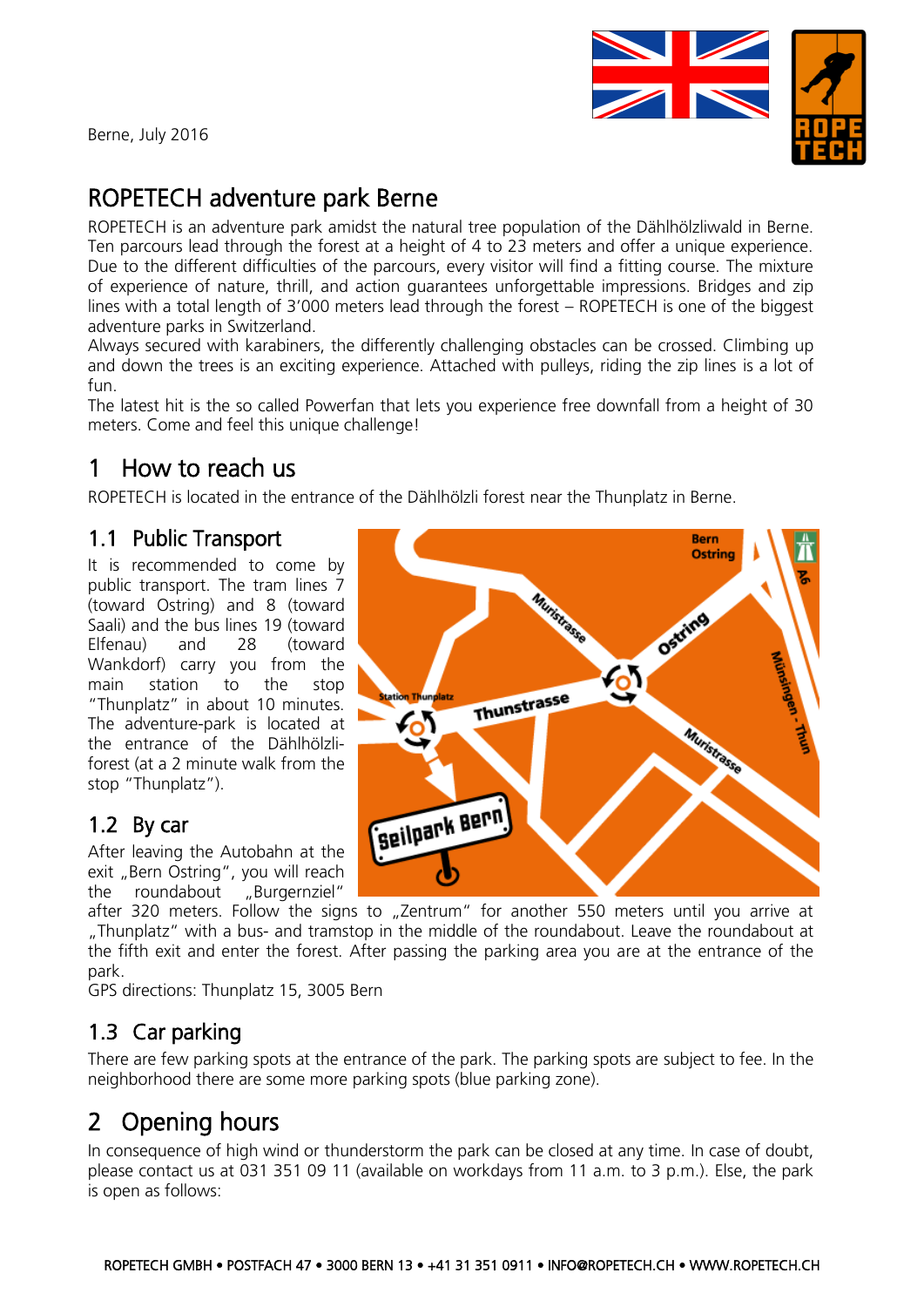Berne, July 2016

# ROPETECH adventure park Berne

ROPETECH is an adventure park amidst the natural tree population of the Dählhölzliwald in Berne. Ten parcours lead through the forest at a height of 4 to 23 meters and offer a unique experience. Due to the different difficulties of the parcours, every visitor will find a fitting course. The mixture of experience of nature, thrill, and action guarantees unforgettable impressions. Bridges and zip lines with a total length of 3'000 meters lead through the forest – ROPETECH is one of the biggest adventure parks in Switzerland.
Always secured with karabiners, the differently challenging obstacles can be crossed. Climbing up and down the trees is an exciting experience. Attached with pulleys, riding the zip lines is a lot of fun.
The latest hit is the so called Powerfan that lets you experience free downfall from a height of 30 meters. Come and feel this unique challenge!

## 1 How to reach us

ROPETECH is located in the entrance of the Dählhölzli forest near the Thunplatz in Berne.

### 1.1 Public Transport

It is recommended to come by public transport. The tram lines 7 (toward Ostring) and 8 (toward Saali) and the bus lines 19 (toward Elfenau) and 28 (toward Wankdorf) carry you from the main station to the stop "Thunplatz" in about 10 minutes. The adventure-park is located at the entrance of the Dählhölzli-forest (at a 2 minute walk from the stop "Thunplatz").

### 1.2 By car

After leaving the Autobahn at the exit „Bern Ostring", you will reach the roundabout „Burgernziel" after 320 meters. Follow the signs to „Zentrum" for another 550 meters until you arrive at „Thunplatz" with a bus- and tramstop in the middle of the roundabout. Leave the roundabout at the fifth exit and enter the forest. After passing the parking area you are at the entrance of the park.
GPS directions: Thunplatz 15, 3005 Bern

### 1.3 Car parking

There are few parking spots at the entrance of the park. The parking spots are subject to fee. In the neighborhood there are some more parking spots (blue parking zone).

## 2 Opening hours

In consequence of high wind or thunderstorm the park can be closed at any time. In case of doubt, please contact us at 031 351 09 11 (available on workdays from 11 a.m. to 3 p.m.). Else, the park is open as follows: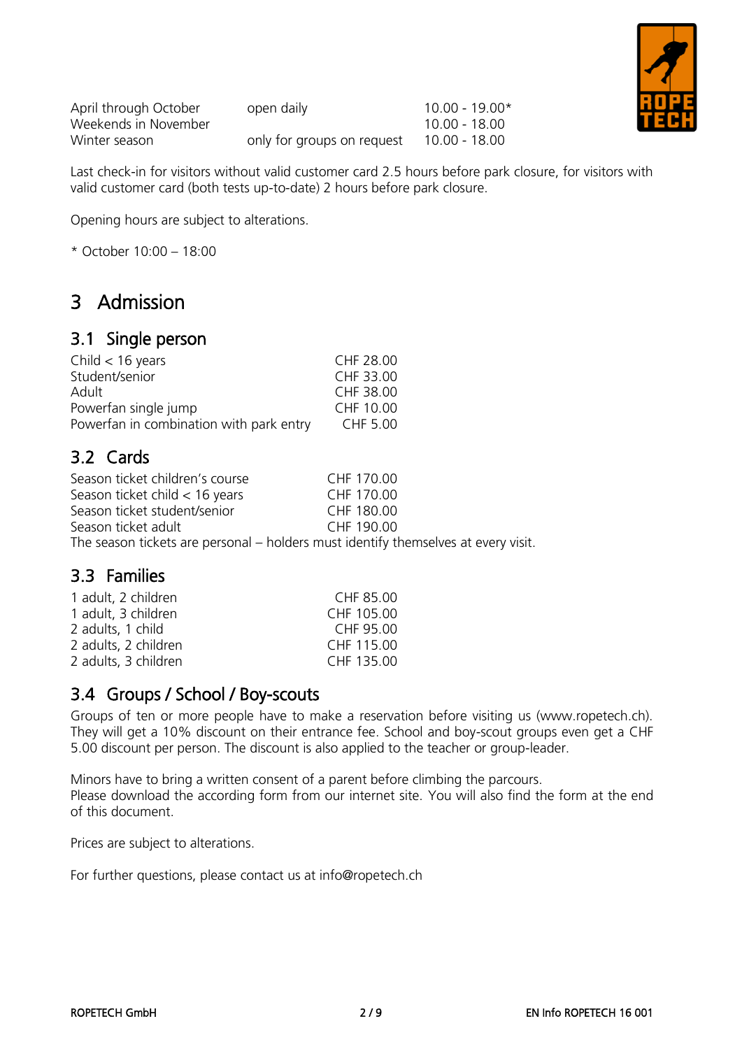| | | |
|---|---|---|
| April through October | open daily | 10.00 - 19.00* |
| Weekends in November | | 10.00 - 18.00 |
| Winter season | only for groups on request | 10.00 - 18.00 |

Last check-in for visitors without valid customer card 2.5 hours before park closure, for visitors with valid customer card (both tests up-to-date) 2 hours before park closure.

Opening hours are subject to alterations.

* October 10:00 – 18:00

# 3 Admission

## 3.1 Single person

| | |
|---|---|
| Child < 16 years | CHF 28.00 |
| Student/senior | CHF 33.00 |
| Adult | CHF 38.00 |
| Powerfan single jump | CHF 10.00 |
| Powerfan in combination with park entry | CHF 5.00 |

## 3.2 Cards

| | |
|---|---|
| Season ticket children's course | CHF 170.00 |
| Season ticket child < 16 years | CHF 170.00 |
| Season ticket student/senior | CHF 180.00 |
| Season ticket adult | CHF 190.00 |

The season tickets are personal – holders must identify themselves at every visit.

## 3.3 Families

| | |
|---|---|
| 1 adult, 2 children | CHF 85.00 |
| 1 adult, 3 children | CHF 105.00 |
| 2 adults, 1 child | CHF 95.00 |
| 2 adults, 2 children | CHF 115.00 |
| 2 adults, 3 children | CHF 135.00 |

## 3.4 Groups / School / Boy-scouts

Groups of ten or more people have to make a reservation before visiting us (www.ropetech.ch). They will get a 10% discount on their entrance fee. School and boy-scout groups even get a CHF 5.00 discount per person. The discount is also applied to the teacher or group-leader.

Minors have to bring a written consent of a parent before climbing the parcours.
Please download the according form from our internet site. You will also find the form at the end of this document.

Prices are subject to alterations.

For further questions, please contact us at info@ropetech.ch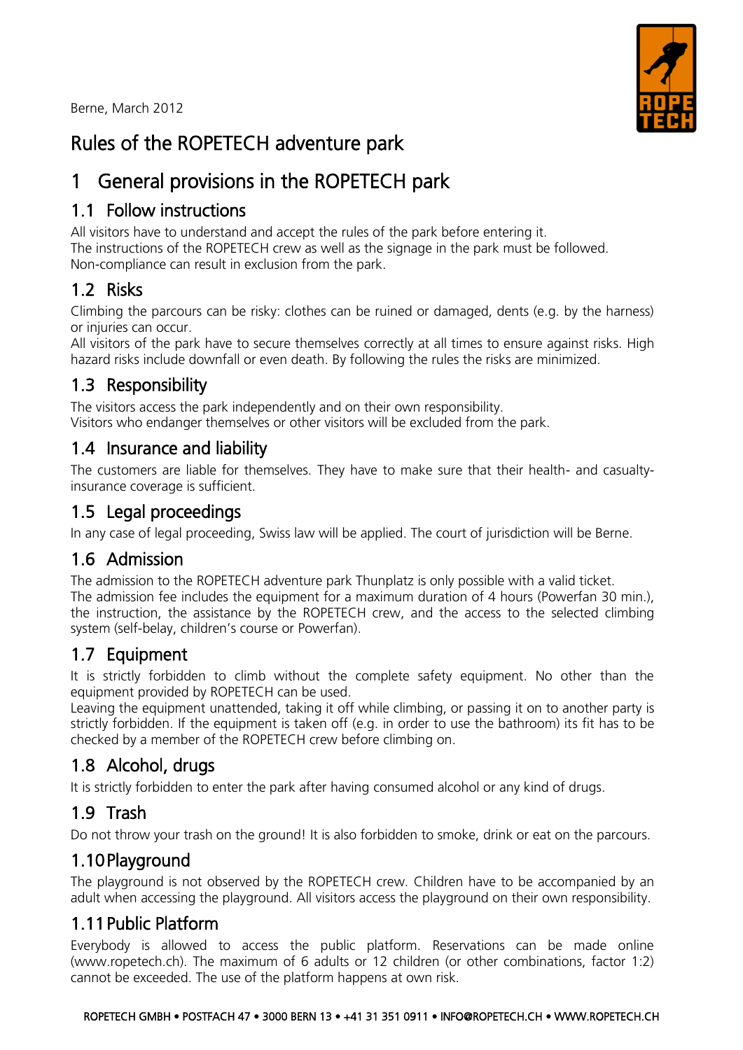Berne, March 2012

# Rules of the ROPETECH adventure park

## 1 General provisions in the ROPETECH park

### 1.1 Follow instructions

All visitors have to understand and accept the rules of the park before entering it.
The instructions of the ROPETECH crew as well as the signage in the park must be followed.
Non-compliance can result in exclusion from the park.

### 1.2 Risks

Climbing the parcours can be risky: clothes can be ruined or damaged, dents (e.g. by the harness) or injuries can occur.
All visitors of the park have to secure themselves correctly at all times to ensure against risks. High hazard risks include downfall or even death. By following the rules the risks are minimized.

### 1.3 Responsibility

The visitors access the park independently and on their own responsibility.
Visitors who endanger themselves or other visitors will be excluded from the park.

### 1.4 Insurance and liability

The customers are liable for themselves. They have to make sure that their health- and casualty-insurance coverage is sufficient.

### 1.5 Legal proceedings

In any case of legal proceeding, Swiss law will be applied. The court of jurisdiction will be Berne.

### 1.6 Admission

The admission to the ROPETECH adventure park Thunplatz is only possible with a valid ticket.
The admission fee includes the equipment for a maximum duration of 4 hours (Powerfan 30 min.), the instruction, the assistance by the ROPETECH crew, and the access to the selected climbing system (self-belay, children's course or Powerfan).

### 1.7 Equipment

It is strictly forbidden to climb without the complete safety equipment. No other than the equipment provided by ROPETECH can be used.
Leaving the equipment unattended, taking it off while climbing, or passing it on to another party is strictly forbidden. If the equipment is taken off (e.g. in order to use the bathroom) its fit has to be checked by a member of the ROPETECH crew before climbing on.

### 1.8 Alcohol, drugs

It is strictly forbidden to enter the park after having consumed alcohol or any kind of drugs.

### 1.9 Trash

Do not throw your trash on the ground! It is also forbidden to smoke, drink or eat on the parcours.

### 1.10 Playground

The playground is not observed by the ROPETECH crew. Children have to be accompanied by an adult when accessing the playground. All visitors access the playground on their own responsibility.

### 1.11 Public Platform

Everybody is allowed to access the public platform. Reservations can be made online (www.ropetech.ch). The maximum of 6 adults or 12 children (or other combinations, factor 1:2) cannot be exceeded. The use of the platform happens at own risk.

ROPETECH GMBH • POSTFACH 47 • 3000 BERN 13 • +41 31 351 0911 • INFO@ROPETECH.CH • WWW.ROPETECH.CH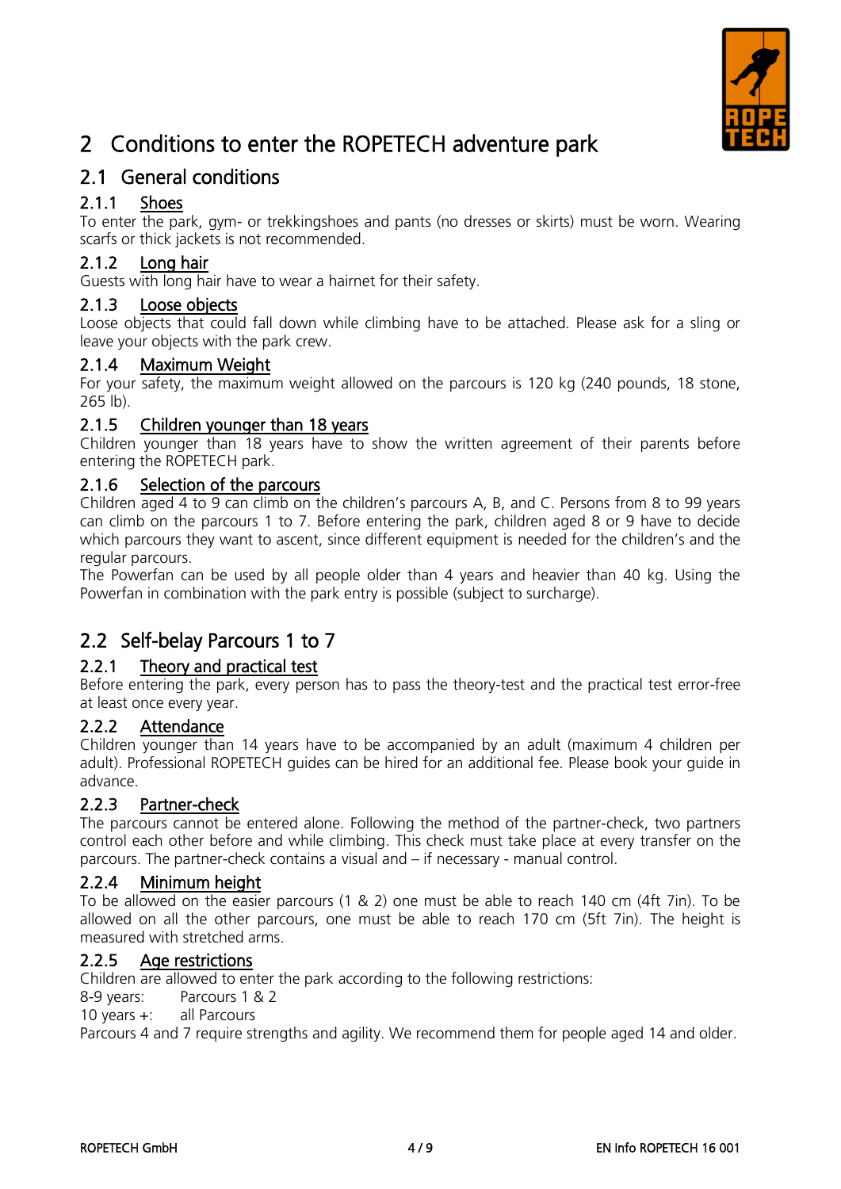# 2 Conditions to enter the ROPETECH adventure park

## 2.1 General conditions

### 2.1.1 Shoes

To enter the park, gym- or trekkingshoes and pants (no dresses or skirts) must be worn. Wearing scarfs or thick jackets is not recommended.

### 2.1.2 Long hair

Guests with long hair have to wear a hairnet for their safety.

### 2.1.3 Loose objects

Loose objects that could fall down while climbing have to be attached. Please ask for a sling or leave your objects with the park crew.

### 2.1.4 Maximum Weight

For your safety, the maximum weight allowed on the parcours is 120 kg (240 pounds, 18 stone, 265 lb).

### 2.1.5 Children younger than 18 years

Children younger than 18 years have to show the written agreement of their parents before entering the ROPETECH park.

### 2.1.6 Selection of the parcours

Children aged 4 to 9 can climb on the children's parcours A, B, and C. Persons from 8 to 99 years can climb on the parcours 1 to 7. Before entering the park, children aged 8 or 9 have to decide which parcours they want to ascent, since different equipment is needed for the children's and the regular parcours.

The Powerfan can be used by all people older than 4 years and heavier than 40 kg. Using the Powerfan in combination with the park entry is possible (subject to surcharge).

## 2.2 Self-belay Parcours 1 to 7

### 2.2.1 Theory and practical test

Before entering the park, every person has to pass the theory-test and the practical test error-free at least once every year.

### 2.2.2 Attendance

Children younger than 14 years have to be accompanied by an adult (maximum 4 children per adult). Professional ROPETECH guides can be hired for an additional fee. Please book your guide in advance.

### 2.2.3 Partner-check

The parcours cannot be entered alone. Following the method of the partner-check, two partners control each other before and while climbing. This check must take place at every transfer on the parcours. The partner-check contains a visual and – if necessary - manual control.

### 2.2.4 Minimum height

To be allowed on the easier parcours (1 & 2) one must be able to reach 140 cm (4ft 7in). To be allowed on all the other parcours, one must be able to reach 170 cm (5ft 7in). The height is measured with stretched arms.

### 2.2.5 Age restrictions

Children are allowed to enter the park according to the following restrictions:

8-9 years: Parcours 1 & 2
10 years +: all Parcours

Parcours 4 and 7 require strengths and agility. We recommend them for people aged 14 and older.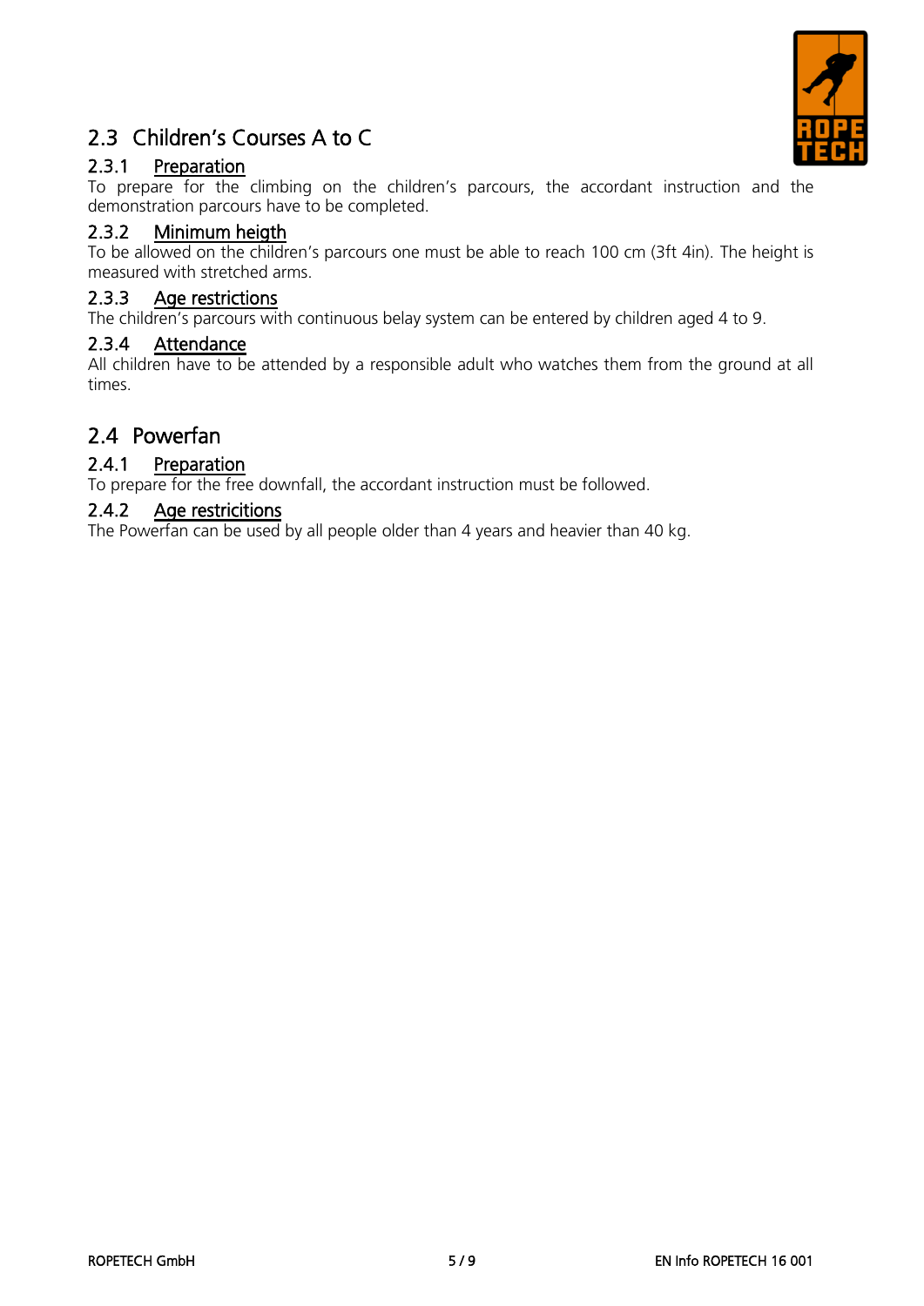## 2.3 Children's Courses A to C

### 2.3.1 Preparation

To prepare for the climbing on the children's parcours, the accordant instruction and the demonstration parcours have to be completed.

### 2.3.2 Minimum heigth

To be allowed on the children's parcours one must be able to reach 100 cm (3ft 4in). The height is measured with stretched arms.

### 2.3.3 Age restrictions

The children's parcours with continuous belay system can be entered by children aged 4 to 9.

### 2.3.4 Attendance

All children have to be attended by a responsible adult who watches them from the ground at all times.

## 2.4 Powerfan

### 2.4.1 Preparation

To prepare for the free downfall, the accordant instruction must be followed.

### 2.4.2 Age restricitions

The Powerfan can be used by all people older than 4 years and heavier than 40 kg.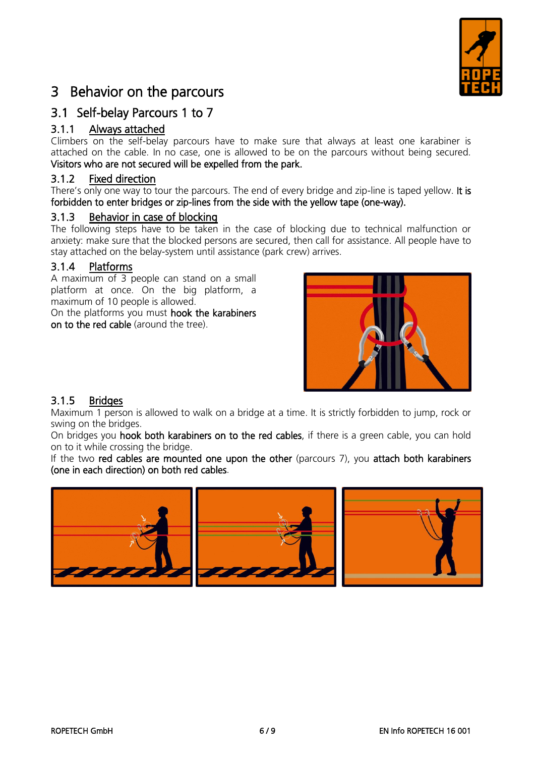# 3 Behavior on the parcours

## 3.1 Self-belay Parcours 1 to 7

### 3.1.1 Always attached

Climbers on the self-belay parcours have to make sure that always at least one karabiner is attached on the cable. In no case, one is allowed to be on the parcours without being secured. **Visitors who are not secured will be expelled from the park.**

### 3.1.2 Fixed direction

There's only one way to tour the parcours. The end of every bridge and zip-line is taped yellow. **It is forbidden to enter bridges or zip-lines from the side with the yellow tape (one-way).**

### 3.1.3 Behavior in case of blocking

The following steps have to be taken in the case of blocking due to technical malfunction or anxiety: make sure that the blocked persons are secured, then call for assistance. All people have to stay attached on the belay-system until assistance (park crew) arrives.

### 3.1.4 Platforms

A maximum of 3 people can stand on a small platform at once. On the big platform, a maximum of 10 people is allowed.

On the platforms you must **hook the karabiners on to the red cable** (around the tree).

### 3.1.5 Bridges

Maximum 1 person is allowed to walk on a bridge at a time. It is strictly forbidden to jump, rock or swing on the bridges.

On bridges you **hook both karabiners on to the red cables**, if there is a green cable, you can hold on to it while crossing the bridge.

If the two **red cables are mounted one upon the other** (parcours 7), you **attach both karabiners (one in each direction) on both red cables**.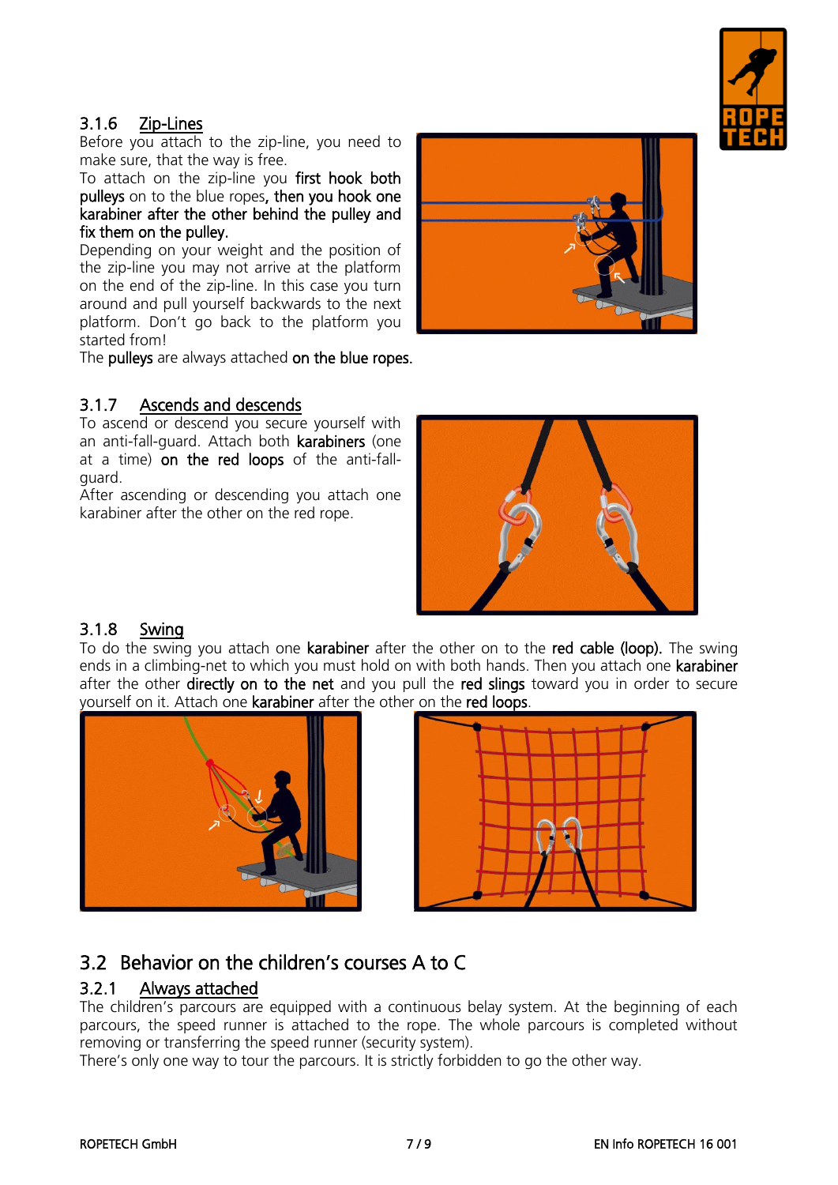### 3.1.6 Zip-Lines

Before you attach to the zip-line, you need to make sure, that the way is free.

To attach on the zip-line you **first hook both pulleys** on to the blue ropes**, then you hook one karabiner after the other behind the pulley and fix them on the pulley.**

Depending on your weight and the position of the zip-line you may not arrive at the platform on the end of the zip-line. In this case you turn around and pull yourself backwards to the next platform. Don't go back to the platform you started from!

The **pulleys** are always attached **on the blue ropes.**

### 3.1.7 Ascends and descends

To ascend or descend you secure yourself with an anti-fall-guard. Attach both **karabiners** (one at a time) **on the red loops** of the anti-fall-guard.

After ascending or descending you attach one karabiner after the other on the red rope.

### 3.1.8 Swing

To do the swing you attach one **karabiner** after the other on to the **red cable (loop).** The swing ends in a climbing-net to which you must hold on with both hands. Then you attach one **karabiner** after the other **directly on to the net** and you pull the **red slings** toward you in order to secure yourself on it. Attach one **karabiner** after the other on the **red loops**.

## 3.2 Behavior on the children's courses A to C

### 3.2.1 Always attached

The children's parcours are equipped with a continuous belay system. At the beginning of each parcours, the speed runner is attached to the rope. The whole parcours is completed without removing or transferring the speed runner (security system).

There's only one way to tour the parcours. It is strictly forbidden to go the other way.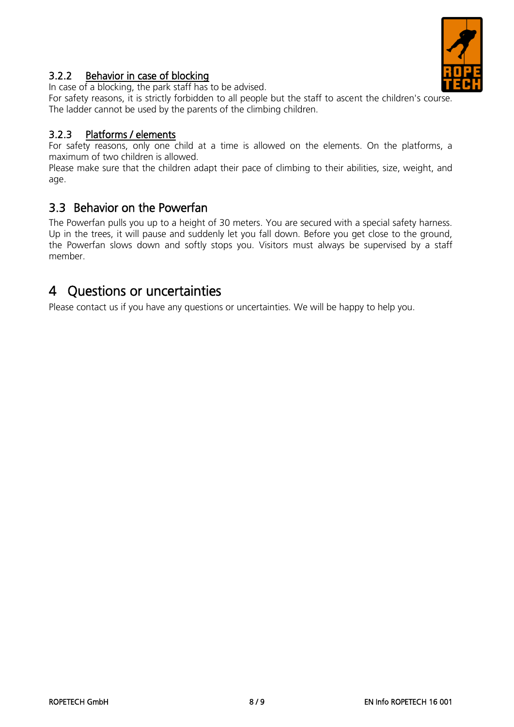#### 3.2.2 Behavior in case of blocking

In case of a blocking, the park staff has to be advised.
For safety reasons, it is strictly forbidden to all people but the staff to ascent the children's course. The ladder cannot be used by the parents of the climbing children.

#### 3.2.3 Platforms / elements

For safety reasons, only one child at a time is allowed on the elements. On the platforms, a maximum of two children is allowed.
Please make sure that the children adapt their pace of climbing to their abilities, size, weight, and age.

### 3.3 Behavior on the Powerfan

The Powerfan pulls you up to a height of 30 meters. You are secured with a special safety harness. Up in the trees, it will pause and suddenly let you fall down. Before you get close to the ground, the Powerfan slows down and softly stops you. Visitors must always be supervised by a staff member.

## 4 Questions or uncertainties

Please contact us if you have any questions or uncertainties. We will be happy to help you.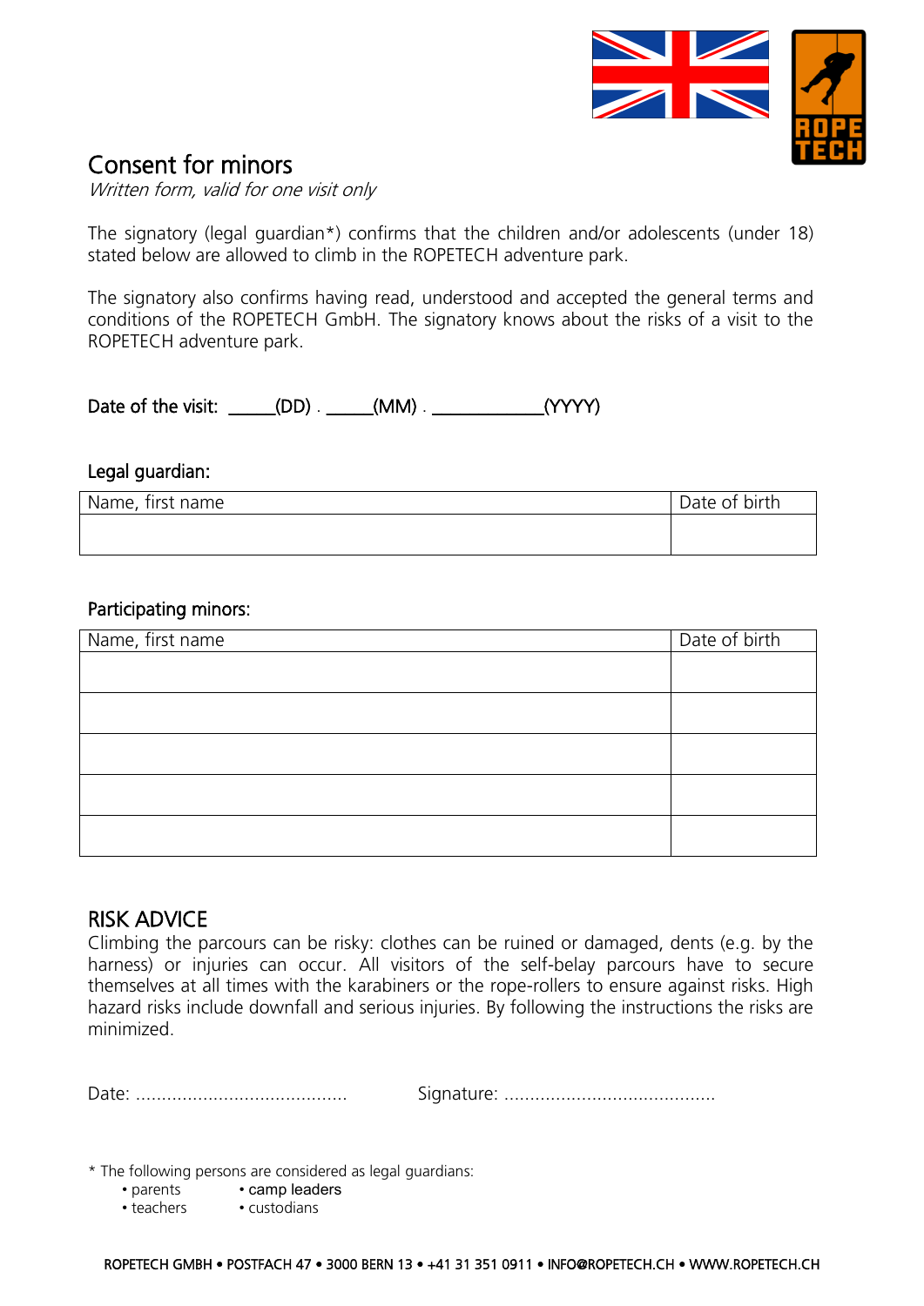# Consent for minors

*Written form, valid for one visit only*

The signatory (legal guardian*) confirms that the children and/or adolescents (under 18) stated below are allowed to climb in the ROPETECH adventure park.

The signatory also confirms having read, understood and accepted the general terms and conditions of the ROPETECH GmbH. The signatory knows about the risks of a visit to the ROPETECH adventure park.

Date of the visit: _____(DD) . _____(MM) . ___________(YYYY)

### Legal guardian:

| Name, first name | Date of birth |
|---|---|
| | |

### Participating minors:

| Name, first name | Date of birth |
|---|---|
| | |
| | |
| | |
| | |
| | |

## RISK ADVICE

Climbing the parcours can be risky: clothes can be ruined or damaged, dents (e.g. by the harness) or injuries can occur. All visitors of the self-belay parcours have to secure themselves at all times with the karabiners or the rope-rollers to ensure against risks. High hazard risks include downfall and serious injuries. By following the instructions the risks are minimized.

Date: ........................................ Signature: ........................................

* The following persons are considered as legal guardians:
  - parents
  - teachers
  - camp leaders
  - custodians

ROPETECH GMBH • POSTFACH 47 • 3000 BERN 13 • +41 31 351 0911 • INFO@ROPETECH.CH • WWW.ROPETECH.CH